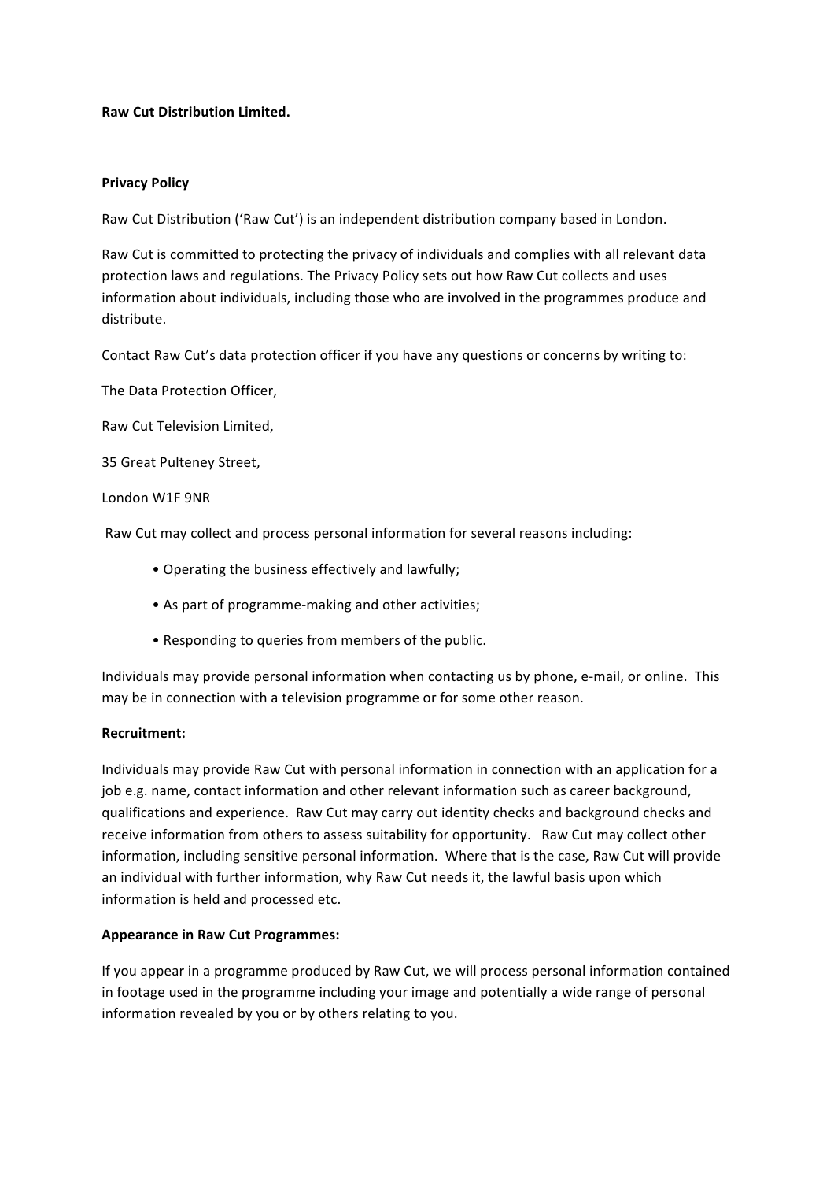**Raw Cut Distribution Limited.**

**Privacy Policy**

Raw Cut Distribution ('Raw Cut') is an independent distribution company based in London.

Raw Cut is committed to protecting the privacy of individuals and complies with all relevant data protection laws and regulations. The Privacy Policy sets out how Raw Cut collects and uses information about individuals, including those who are involved in the programmes produce and distribute.

Contact Raw Cut's data protection officer if you have any questions or concerns by writing to:

The Data Protection Officer,

Raw Cut Television Limited,

35 Great Pulteney Street,

London W1F 9NR

Raw Cut may collect and process personal information for several reasons including:

- Operating the business effectively and lawfully;
- As part of programme-making and other activities;
- Responding to queries from members of the public.

Individuals may provide personal information when contacting us by phone, e-mail, or online. This may be in connection with a television programme or for some other reason.

**Recruitment:**

Individuals may provide Raw Cut with personal information in connection with an application for a job e.g. name, contact information and other relevant information such as career background, qualifications and experience. Raw Cut may carry out identity checks and background checks and receive information from others to assess suitability for opportunity. Raw Cut may collect other information, including sensitive personal information. Where that is the case, Raw Cut will provide an individual with further information, why Raw Cut needs it, the lawful basis upon which information is held and processed etc.

**Appearance in Raw Cut Programmes:**

If you appear in a programme produced by Raw Cut, we will process personal information contained in footage used in the programme including your image and potentially a wide range of personal information revealed by you or by others relating to you.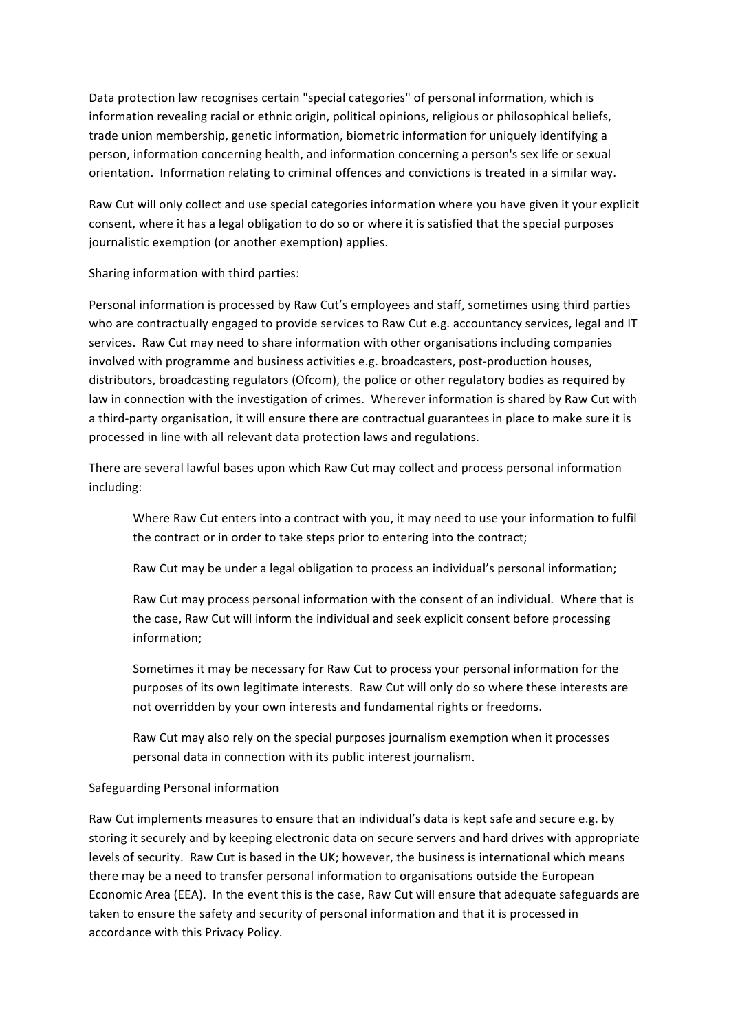Data protection law recognises certain "special categories" of personal information, which is information revealing racial or ethnic origin, political opinions, religious or philosophical beliefs, trade union membership, genetic information, biometric information for uniquely identifying a person, information concerning health, and information concerning a person's sex life or sexual orientation. Information relating to criminal offences and convictions is treated in a similar way.

Raw Cut will only collect and use special categories information where you have given it your explicit consent, where it has a legal obligation to do so or where it is satisfied that the special purposes journalistic exemption (or another exemption) applies.

Sharing information with third parties:

Personal information is processed by Raw Cut's employees and staff, sometimes using third parties who are contractually engaged to provide services to Raw Cut e.g. accountancy services, legal and IT services. Raw Cut may need to share information with other organisations including companies involved with programme and business activities e.g. broadcasters, post-production houses, distributors, broadcasting regulators (Ofcom), the police or other regulatory bodies as required by law in connection with the investigation of crimes. Wherever information is shared by Raw Cut with a third-party organisation, it will ensure there are contractual guarantees in place to make sure it is processed in line with all relevant data protection laws and regulations.

There are several lawful bases upon which Raw Cut may collect and process personal information including:

> Where Raw Cut enters into a contract with you, it may need to use your information to fulfil the contract or in order to take steps prior to entering into the contract;
>
> Raw Cut may be under a legal obligation to process an individual's personal information;
>
> Raw Cut may process personal information with the consent of an individual. Where that is the case, Raw Cut will inform the individual and seek explicit consent before processing information;
>
> Sometimes it may be necessary for Raw Cut to process your personal information for the purposes of its own legitimate interests. Raw Cut will only do so where these interests are not overridden by your own interests and fundamental rights or freedoms.
>
> Raw Cut may also rely on the special purposes journalism exemption when it processes personal data in connection with its public interest journalism.

Safeguarding Personal information

Raw Cut implements measures to ensure that an individual's data is kept safe and secure e.g. by storing it securely and by keeping electronic data on secure servers and hard drives with appropriate levels of security. Raw Cut is based in the UK; however, the business is international which means there may be a need to transfer personal information to organisations outside the European Economic Area (EEA). In the event this is the case, Raw Cut will ensure that adequate safeguards are taken to ensure the safety and security of personal information and that it is processed in accordance with this Privacy Policy.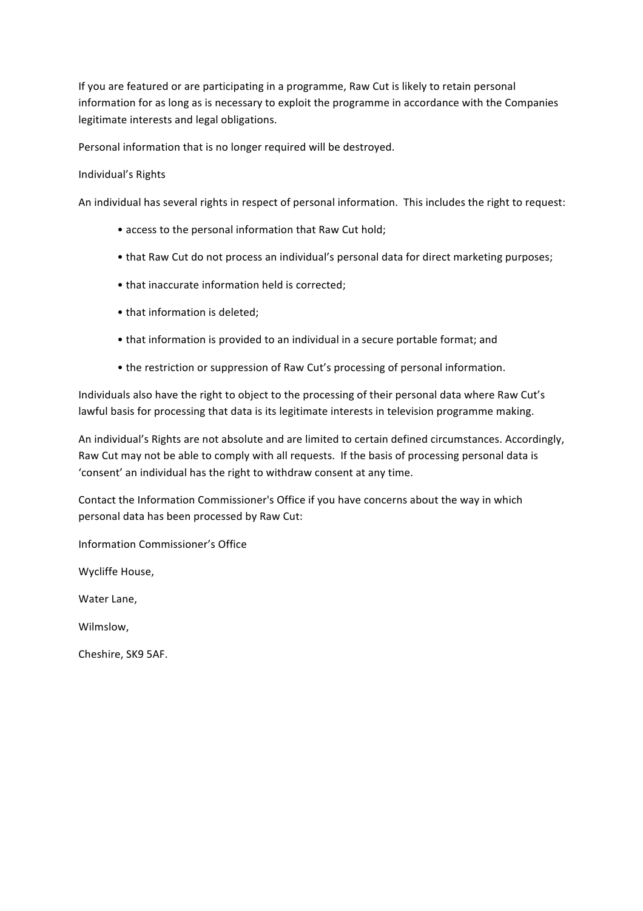If you are featured or are participating in a programme, Raw Cut is likely to retain personal information for as long as is necessary to exploit the programme in accordance with the Companies legitimate interests and legal obligations.

Personal information that is no longer required will be destroyed.

## Individual's Rights

An individual has several rights in respect of personal information. This includes the right to request:

- access to the personal information that Raw Cut hold;
- that Raw Cut do not process an individual's personal data for direct marketing purposes;
- that inaccurate information held is corrected;
- that information is deleted;
- that information is provided to an individual in a secure portable format; and
- the restriction or suppression of Raw Cut's processing of personal information.

Individuals also have the right to object to the processing of their personal data where Raw Cut's lawful basis for processing that data is its legitimate interests in television programme making.

An individual's Rights are not absolute and are limited to certain defined circumstances. Accordingly, Raw Cut may not be able to comply with all requests. If the basis of processing personal data is 'consent' an individual has the right to withdraw consent at any time.

Contact the Information Commissioner's Office if you have concerns about the way in which personal data has been processed by Raw Cut:

Information Commissioner's Office

Wycliffe House,

Water Lane,

Wilmslow,

Cheshire, SK9 5AF.